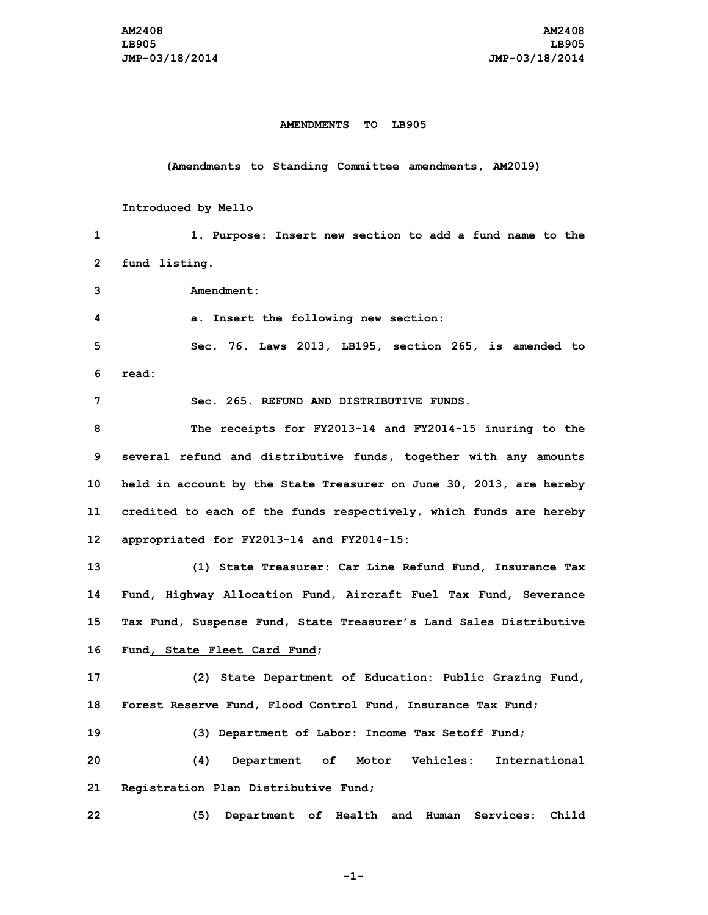AM2408
LB905
JMP-03/18/2014

**AMENDMENTS TO LB905**

**(Amendments to Standing Committee amendments, AM2019)**

**Introduced by Mello**

1. Purpose: Insert new section to add a fund name to the fund listing.

Amendment:

a. Insert the following new section:

Sec. 76. Laws 2013, LB195, section 265, is amended to read:

Sec. 265. REFUND AND DISTRIBUTIVE FUNDS.

The receipts for FY2013-14 and FY2014-15 inuring to the several refund and distributive funds, together with any amounts held in account by the State Treasurer on June 30, 2013, are hereby credited to each of the funds respectively, which funds are hereby appropriated for FY2013-14 and FY2014-15:

(1) State Treasurer: Car Line Refund Fund, Insurance Tax Fund, Highway Allocation Fund, Aircraft Fuel Tax Fund, Severance Tax Fund, Suspense Fund, State Treasurer's Land Sales Distributive Fund<u>, State Fleet Card Fund</u>;

(2) State Department of Education: Public Grazing Fund, Forest Reserve Fund, Flood Control Fund, Insurance Tax Fund;

(3) Department of Labor: Income Tax Setoff Fund;

(4) Department of Motor Vehicles: International Registration Plan Distributive Fund;

(5) Department of Health and Human Services: Child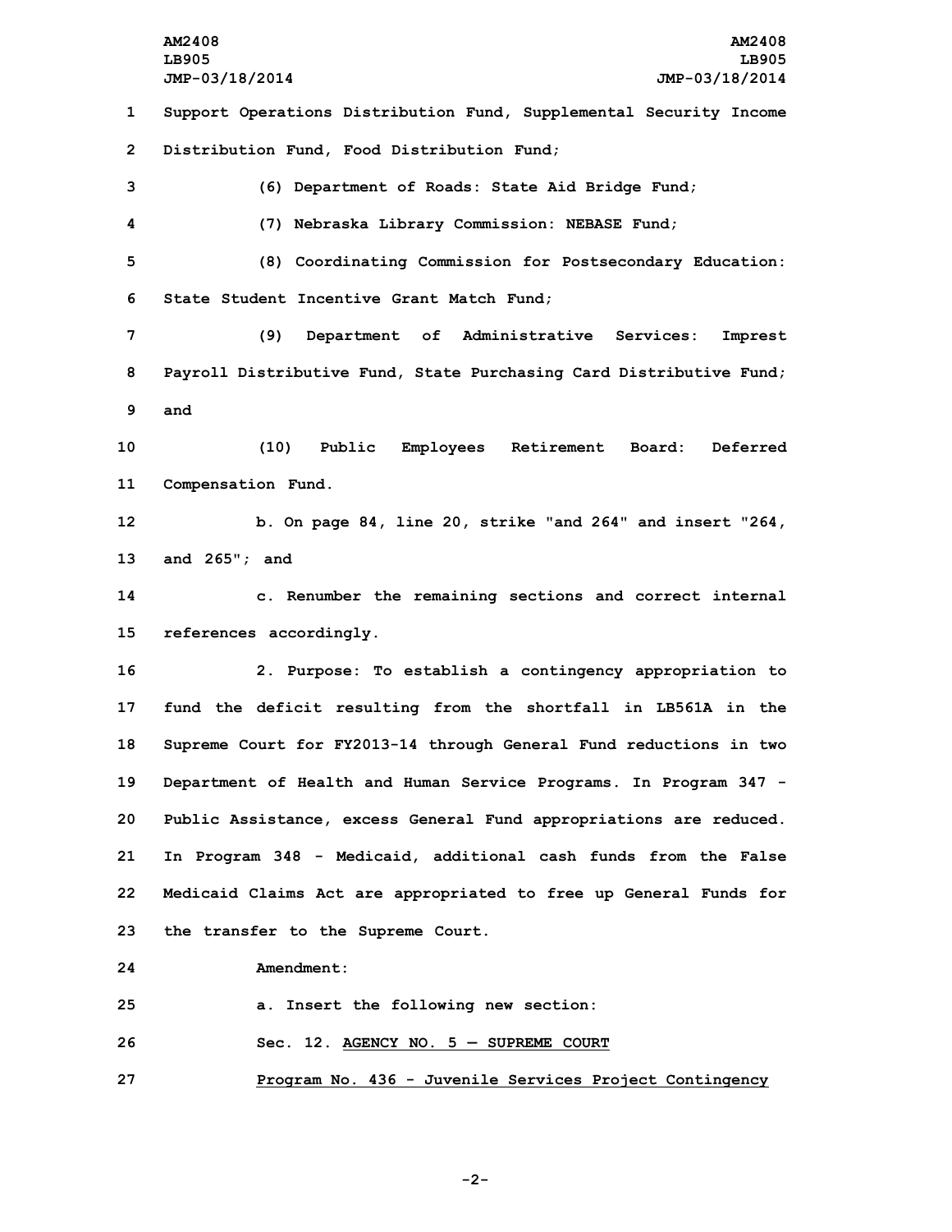Support Operations Distribution Fund, Supplemental Security Income Distribution Fund, Food Distribution Fund;

(6) Department of Roads: State Aid Bridge Fund;

(7) Nebraska Library Commission: NEBASE Fund;

(8) Coordinating Commission for Postsecondary Education: State Student Incentive Grant Match Fund;

(9) Department of Administrative Services: Imprest Payroll Distributive Fund, State Purchasing Card Distributive Fund; and

(10) Public Employees Retirement Board: Deferred Compensation Fund.

b. On page 84, line 20, strike "and 264" and insert "264, and 265"; and

c. Renumber the remaining sections and correct internal references accordingly.

2. Purpose: To establish a contingency appropriation to fund the deficit resulting from the shortfall in LB561A in the Supreme Court for FY2013-14 through General Fund reductions in two Department of Health and Human Service Programs. In Program 347 - Public Assistance, excess General Fund appropriations are reduced. In Program 348 - Medicaid, additional cash funds from the False Medicaid Claims Act are appropriated to free up General Funds for the transfer to the Supreme Court.

Amendment:

a. Insert the following new section:

Sec. 12. <u>AGENCY NO. 5 — SUPREME COURT</u>

<u>Program No. 436 - Juvenile Services Project Contingency</u>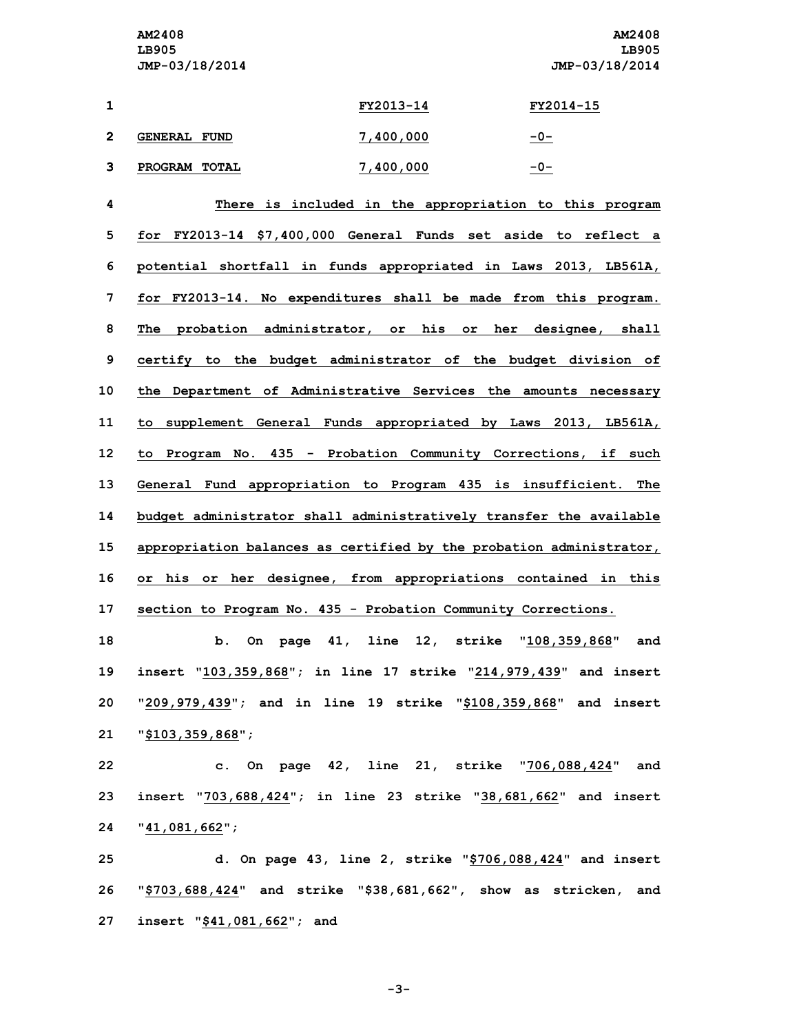| | FY2013-14 | FY2014-15 |
|---|---|---|
| GENERAL FUND | 7,400,000 | -0- |
| PROGRAM TOTAL | 7,400,000 | -0- |

There is included in the appropriation to this program for FY2013-14 $7,400,000 General Funds set aside to reflect a potential shortfall in funds appropriated in Laws 2013, LB561A, for FY2013-14. No expenditures shall be made from this program. The probation administrator, or his or her designee, shall certify to the budget administrator of the budget division of the Department of Administrative Services the amounts necessary to supplement General Funds appropriated by Laws 2013, LB561A, to Program No. 435 - Probation Community Corrections, if such General Fund appropriation to Program 435 is insufficient. The budget administrator shall administratively transfer the available appropriation balances as certified by the probation administrator, or his or her designee, from appropriations contained in this section to Program No. 435 - Probation Community Corrections.

b. On page 41, line 12, strike "108,359,868" and insert "103,359,868"; in line 17 strike "214,979,439" and insert "209,979,439"; and in line 19 strike "$108,359,868" and insert "$103,359,868";

c. On page 42, line 21, strike "706,088,424" and insert "703,688,424"; in line 23 strike "38,681,662" and insert "41,081,662";

d. On page 43, line 2, strike "$706,088,424" and insert "$703,688,424" and strike "$38,681,662", show as stricken, and insert "$41,081,662"; and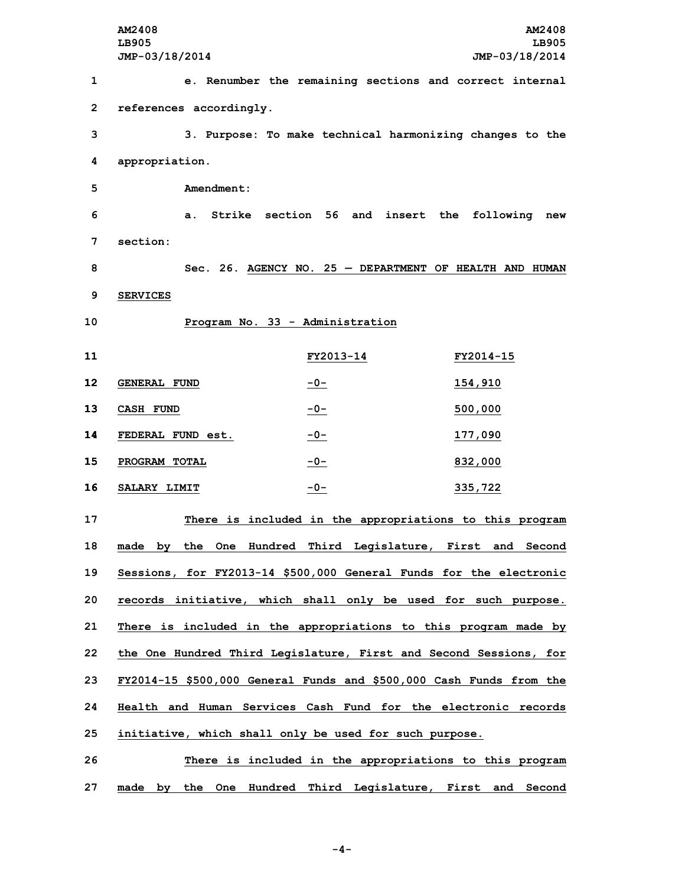e. Renumber the remaining sections and correct internal references accordingly.

3. Purpose: To make technical harmonizing changes to the appropriation.

Amendment:

a. Strike section 56 and insert the following new section:

Sec. 26. AGENCY NO. 25 — DEPARTMENT OF HEALTH AND HUMAN SERVICES

Program No. 33 - Administration

| | FY2013-14 | FY2014-15 |
|---|---|---|
| GENERAL FUND | -0- | 154,910 |
| CASH FUND | -0- | 500,000 |
| FEDERAL FUND est. | -0- | 177,090 |
| PROGRAM TOTAL | -0- | 832,000 |
| SALARY LIMIT | -0- | 335,722 |

There is included in the appropriations to this program made by the One Hundred Third Legislature, First and Second Sessions, for FY2013-14 $500,000 General Funds for the electronic records initiative, which shall only be used for such purpose. There is included in the appropriations to this program made by the One Hundred Third Legislature, First and Second Sessions, for FY2014-15 $500,000 General Funds and $500,000 Cash Funds from the Health and Human Services Cash Fund for the electronic records initiative, which shall only be used for such purpose.

There is included in the appropriations to this program made by the One Hundred Third Legislature, First and Second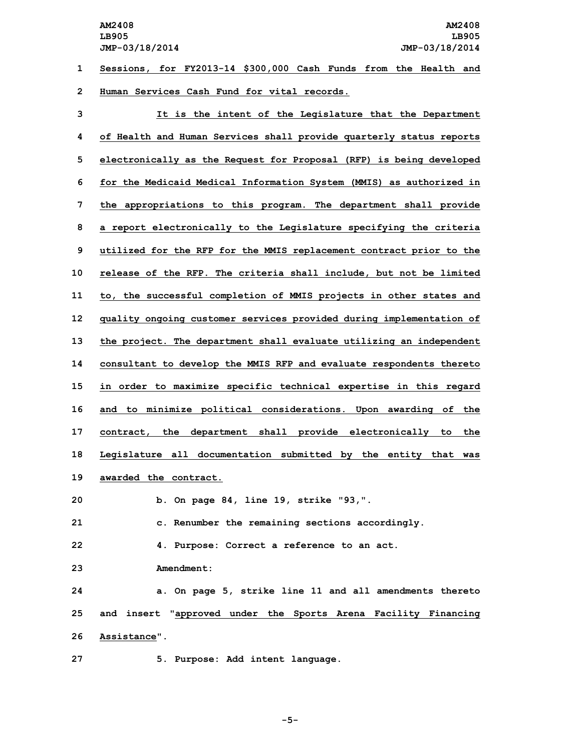Sessions, for FY2013-14 $300,000 Cash Funds from the Health and Human Services Cash Fund for vital records.

It is the intent of the Legislature that the Department of Health and Human Services shall provide quarterly status reports electronically as the Request for Proposal (RFP) is being developed for the Medicaid Medical Information System (MMIS) as authorized in the appropriations to this program. The department shall provide a report electronically to the Legislature specifying the criteria utilized for the RFP for the MMIS replacement contract prior to the release of the RFP. The criteria shall include, but not be limited to, the successful completion of MMIS projects in other states and quality ongoing customer services provided during implementation of the project. The department shall evaluate utilizing an independent consultant to develop the MMIS RFP and evaluate respondents thereto in order to maximize specific technical expertise in this regard and to minimize political considerations. Upon awarding of the contract, the department shall provide electronically to the Legislature all documentation submitted by the entity that was awarded the contract.

b. On page 84, line 19, strike "93,".

c. Renumber the remaining sections accordingly.

4. Purpose: Correct a reference to an act.

Amendment:

a. On page 5, strike line 11 and all amendments thereto and insert "approved under the Sports Arena Facility Financing Assistance".

5. Purpose: Add intent language.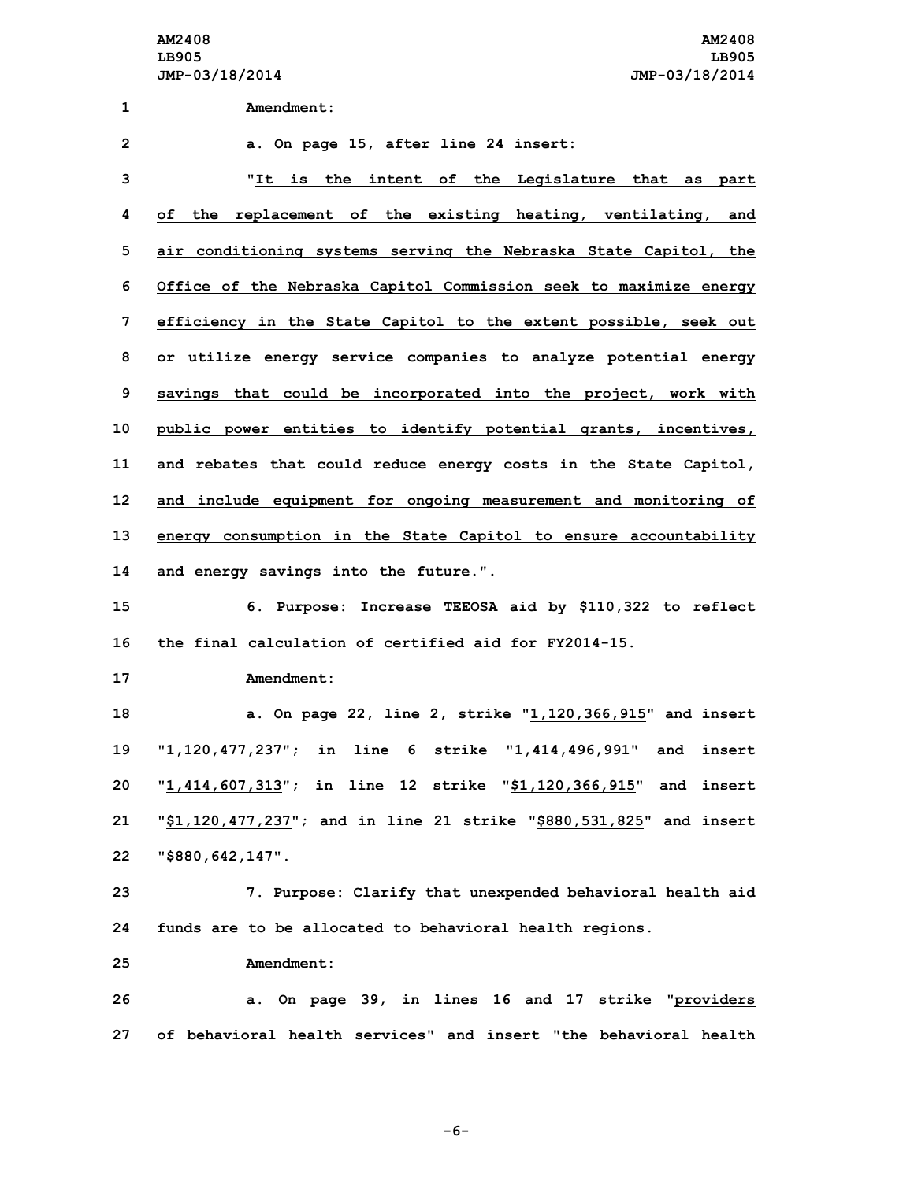Amendment:

a. On page 15, after line 24 insert:

"It is the intent of the Legislature that as part of the replacement of the existing heating, ventilating, and air conditioning systems serving the Nebraska State Capitol, the Office of the Nebraska Capitol Commission seek to maximize energy efficiency in the State Capitol to the extent possible, seek out or utilize energy service companies to analyze potential energy savings that could be incorporated into the project, work with public power entities to identify potential grants, incentives, and rebates that could reduce energy costs in the State Capitol, and include equipment for ongoing measurement and monitoring of energy consumption in the State Capitol to ensure accountability and energy savings into the future.".

6. Purpose: Increase TEEOSA aid by $110,322 to reflect the final calculation of certified aid for FY2014-15.

Amendment:

a. On page 22, line 2, strike "1,120,366,915" and insert "1,120,477,237"; in line 6 strike "1,414,496,991" and insert "1,414,607,313"; in line 12 strike "$1,120,366,915" and insert "$1,120,477,237"; and in line 21 strike "$880,531,825" and insert "$880,642,147".

7. Purpose: Clarify that unexpended behavioral health aid funds are to be allocated to behavioral health regions.

Amendment:

a. On page 39, in lines 16 and 17 strike "providers of behavioral health services" and insert "the behavioral health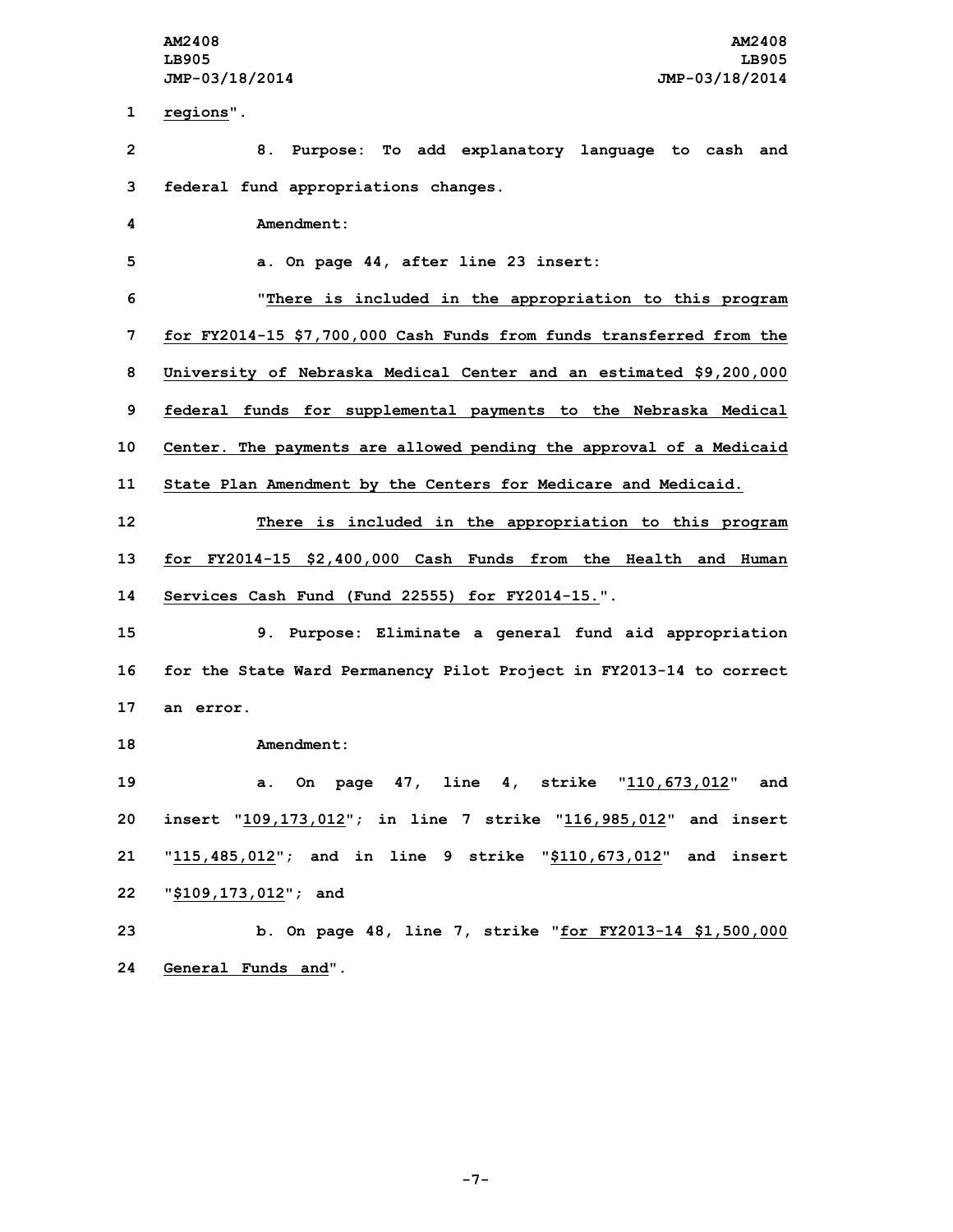regions".

8. Purpose: To add explanatory language to cash and federal fund appropriations changes.

Amendment:

a. On page 44, after line 23 insert:

"There is included in the appropriation to this program for FY2014-15 $7,700,000 Cash Funds from funds transferred from the University of Nebraska Medical Center and an estimated $9,200,000 federal funds for supplemental payments to the Nebraska Medical Center. The payments are allowed pending the approval of a Medicaid State Plan Amendment by the Centers for Medicare and Medicaid.

There is included in the appropriation to this program for FY2014-15 $2,400,000 Cash Funds from the Health and Human Services Cash Fund (Fund 22555) for FY2014-15.".

9. Purpose: Eliminate a general fund aid appropriation for the State Ward Permanency Pilot Project in FY2013-14 to correct an error.

Amendment:

a. On page 47, line 4, strike "110,673,012" and insert "109,173,012"; in line 7 strike "116,985,012" and insert "115,485,012"; and in line 9 strike "$110,673,012" and insert "$109,173,012"; and

b. On page 48, line 7, strike "for FY2013-14 $1,500,000 General Funds and".